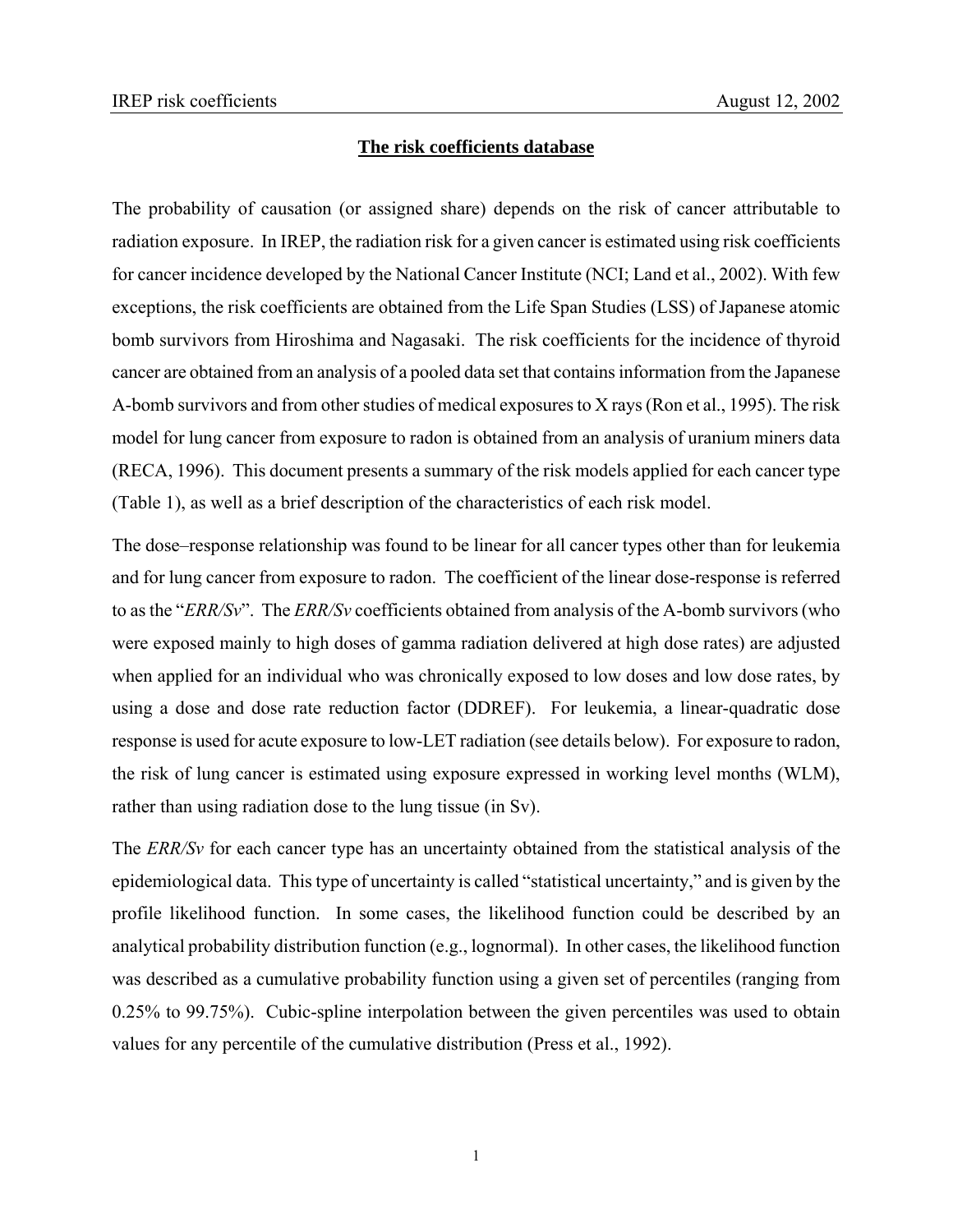## The risk coefficients database

The probability of causation (or assigned share) depends on the risk of cancer attributable to radiation exposure. In IREP, the radiation risk for a given cancer is estimated using risk coefficients for cancer incidence developed by the National Cancer Institute (NCI; Land et al., 2002). With few exceptions, the risk coefficients are obtained from the Life Span Studies (LSS) of Japanese atomic bomb survivors from Hiroshima and Nagasaki. The risk coefficients for the incidence of thyroid cancer are obtained from an analysis of a pooled data set that contains information from the Japanese A-bomb survivors and from other studies of medical exposures to X rays (Ron et al., 1995). The risk model for lung cancer from exposure to radon is obtained from an analysis of uranium miners data (RECA, 1996). This document presents a summary of the risk models applied for each cancer type (Table 1), as well as a brief description of the characteristics of each risk model.

The dose–response relationship was found to be linear for all cancer types other than for leukemia and for lung cancer from exposure to radon. The coefficient of the linear dose-response is referred to as the "*ERR/Sv*". The *ERR/Sv* coefficients obtained from analysis of the A-bomb survivors (who were exposed mainly to high doses of gamma radiation delivered at high dose rates) are adjusted when applied for an individual who was chronically exposed to low doses and low dose rates, by using a dose and dose rate reduction factor (DDREF). For leukemia, a linear-quadratic dose response is used for acute exposure to low-LET radiation (see details below). For exposure to radon, the risk of lung cancer is estimated using exposure expressed in working level months (WLM), rather than using radiation dose to the lung tissue (in Sv).

The *ERR/Sv* for each cancer type has an uncertainty obtained from the statistical analysis of the epidemiological data. This type of uncertainty is called "statistical uncertainty," and is given by the profile likelihood function. In some cases, the likelihood function could be described by an analytical probability distribution function (e.g., lognormal). In other cases, the likelihood function was described as a cumulative probability function using a given set of percentiles (ranging from 0.25% to 99.75%). Cubic-spline interpolation between the given percentiles was used to obtain values for any percentile of the cumulative distribution (Press et al., 1992).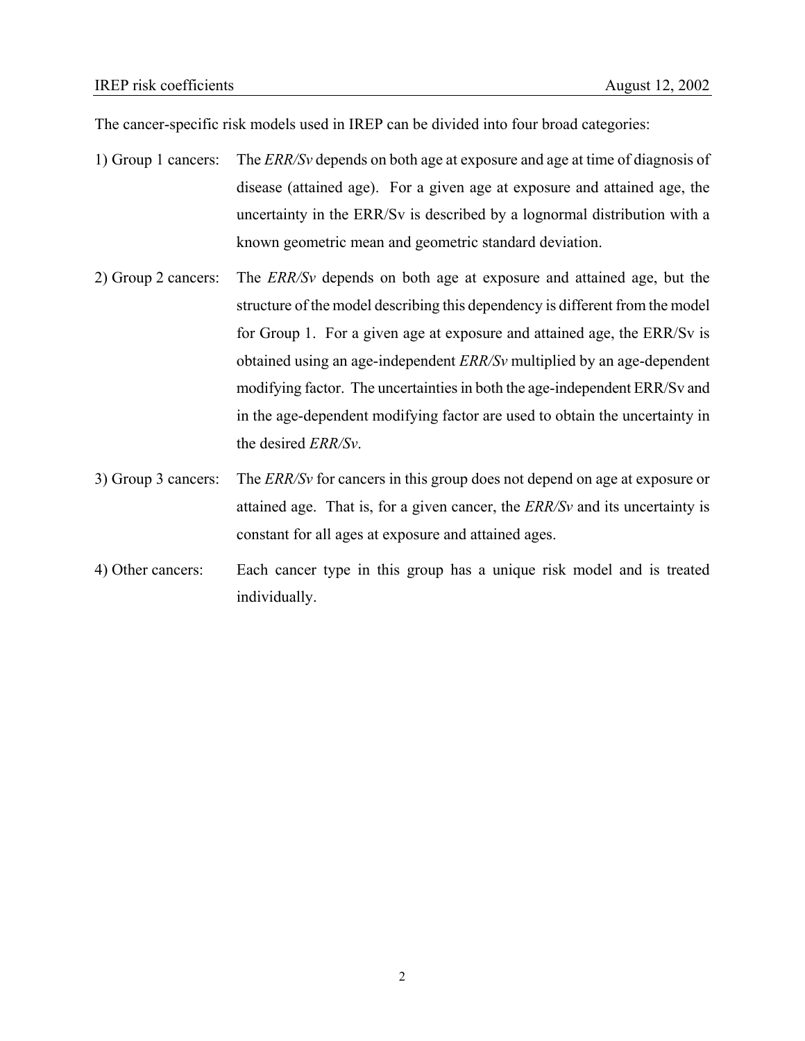The cancer-specific risk models used in IREP can be divided into four broad categories:

1) Group 1 cancers: The *ERR/Sv* depends on both age at exposure and age at time of diagnosis of disease (attained age). For a given age at exposure and attained age, the uncertainty in the ERR/Sv is described by a lognormal distribution with a known geometric mean and geometric standard deviation.

2) Group 2 cancers: The *ERR/Sv* depends on both age at exposure and attained age, but the structure of the model describing this dependency is different from the model for Group 1. For a given age at exposure and attained age, the ERR/Sv is obtained using an age-independent *ERR/Sv* multiplied by an age-dependent modifying factor. The uncertainties in both the age-independent ERR/Sv and in the age-dependent modifying factor are used to obtain the uncertainty in the desired *ERR/Sv*.

3) Group 3 cancers: The *ERR/Sv* for cancers in this group does not depend on age at exposure or attained age. That is, for a given cancer, the *ERR/Sv* and its uncertainty is constant for all ages at exposure and attained ages.

4) Other cancers: Each cancer type in this group has a unique risk model and is treated individually.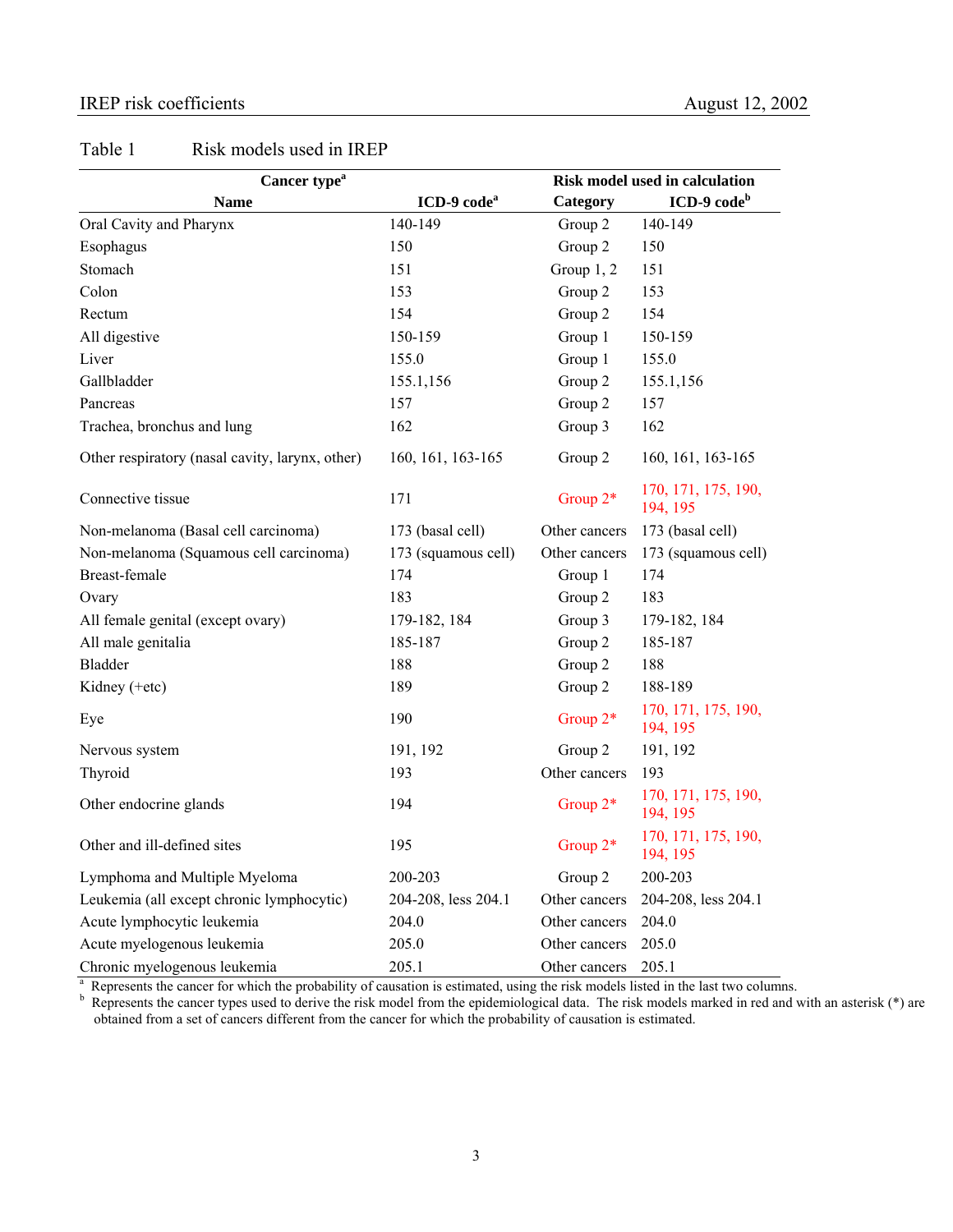Table 1 Risk models used in IREP

| Cancer type[a] | | Risk model used in calculation | |
|---|---|---|---|
| **Name** | **ICD-9 code[a]** | **Category** | **ICD-9 code[b]** |
| Oral Cavity and Pharynx | 140-149 | Group 2 | 140-149 |
| Esophagus | 150 | Group 2 | 150 |
| Stomach | 151 | Group 1, 2 | 151 |
| Colon | 153 | Group 2 | 153 |
| Rectum | 154 | Group 2 | 154 |
| All digestive | 150-159 | Group 1 | 150-159 |
| Liver | 155.0 | Group 1 | 155.0 |
| Gallbladder | 155.1,156 | Group 2 | 155.1,156 |
| Pancreas | 157 | Group 2 | 157 |
| Trachea, bronchus and lung | 162 | Group 3 | 162 |
| Other respiratory (nasal cavity, larynx, other) | 160, 161, 163-165 | Group 2 | 160, 161, 163-165 |
| Connective tissue | 171 | Group 2* | 170, 171, 175, 190, 194, 195 |
| Non-melanoma (Basal cell carcinoma) | 173 (basal cell) | Other cancers | 173 (basal cell) |
| Non-melanoma (Squamous cell carcinoma) | 173 (squamous cell) | Other cancers | 173 (squamous cell) |
| Breast-female | 174 | Group 1 | 174 |
| Ovary | 183 | Group 2 | 183 |
| All female genital (except ovary) | 179-182, 184 | Group 3 | 179-182, 184 |
| All male genitalia | 185-187 | Group 2 | 185-187 |
| Bladder | 188 | Group 2 | 188 |
| Kidney (+etc) | 189 | Group 2 | 188-189 |
| Eye | 190 | Group 2* | 170, 171, 175, 190, 194, 195 |
| Nervous system | 191, 192 | Group 2 | 191, 192 |
| Thyroid | 193 | Other cancers | 193 |
| Other endocrine glands | 194 | Group 2* | 170, 171, 175, 190, 194, 195 |
| Other and ill-defined sites | 195 | Group 2* | 170, 171, 175, 190, 194, 195 |
| Lymphoma and Multiple Myeloma | 200-203 | Group 2 | 200-203 |
| Leukemia (all except chronic lymphocytic) | 204-208, less 204.1 | Other cancers | 204-208, less 204.1 |
| Acute lymphocytic leukemia | 204.0 | Other cancers | 204.0 |
| Acute myelogenous leukemia | 205.0 | Other cancers | 205.0 |
| Chronic myelogenous leukemia | 205.1 | Other cancers | 205.1 |

[a] Represents the cancer for which the probability of causation is estimated, using the risk models listed in the last two columns.

[b] Represents the cancer types used to derive the risk model from the epidemiological data. The risk models marked in red and with an asterisk (*) are obtained from a set of cancers different from the cancer for which the probability of causation is estimated.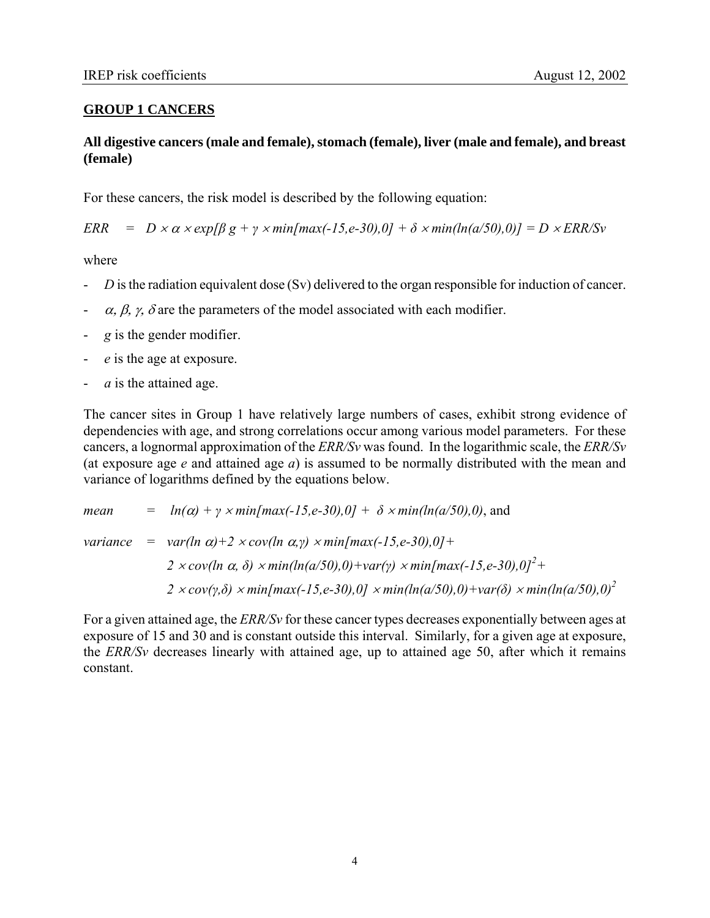## GROUP 1 CANCERS

**All digestive cancers (male and female), stomach (female), liver (male and female), and breast (female)**

For these cancers, the risk model is described by the following equation:

$$ERR = D \times \alpha \times exp[\beta\, g + \gamma \times min[max(-15,e-30),0] + \delta \times min(ln(a/50),0)] = D \times ERR/Sv$$

where

- $D$ is the radiation equivalent dose (Sv) delivered to the organ responsible for induction of cancer.
- $\alpha, \beta, \gamma, \delta$ are the parameters of the model associated with each modifier.
- $g$ is the gender modifier.
- $e$ is the age at exposure.
- $a$ is the attained age.

The cancer sites in Group 1 have relatively large numbers of cases, exhibit strong evidence of dependencies with age, and strong correlations occur among various model parameters. For these cancers, a lognormal approximation of the *ERR/Sv* was found. In the logarithmic scale, the *ERR/Sv* (at exposure age *e* and attained age *a*) is assumed to be normally distributed with the mean and variance of logarithms defined by the equations below.

$$mean = ln(\alpha) + \gamma \times min[max(-15,e-30),0] + \delta \times min(ln(a/50),0)$$, and

$$\begin{aligned} variance = \; & var(ln\, \alpha) + 2 \times cov(ln\, \alpha,\gamma) \times min[max(-15,e-30),0] + \\ & 2 \times cov(ln\, \alpha, \delta) \times min(ln(a/50),0) + var(\gamma) \times min[max(-15,e-30),0]^2 + \\ & 2 \times cov(\gamma,\delta) \times min[max(-15,e-30),0] \times min(ln(a/50),0) + var(\delta) \times min(ln(a/50),0)^2 \end{aligned}$$

For a given attained age, the *ERR/Sv* for these cancer types decreases exponentially between ages at exposure of 15 and 30 and is constant outside this interval. Similarly, for a given age at exposure, the *ERR/Sv* decreases linearly with attained age, up to attained age 50, after which it remains constant.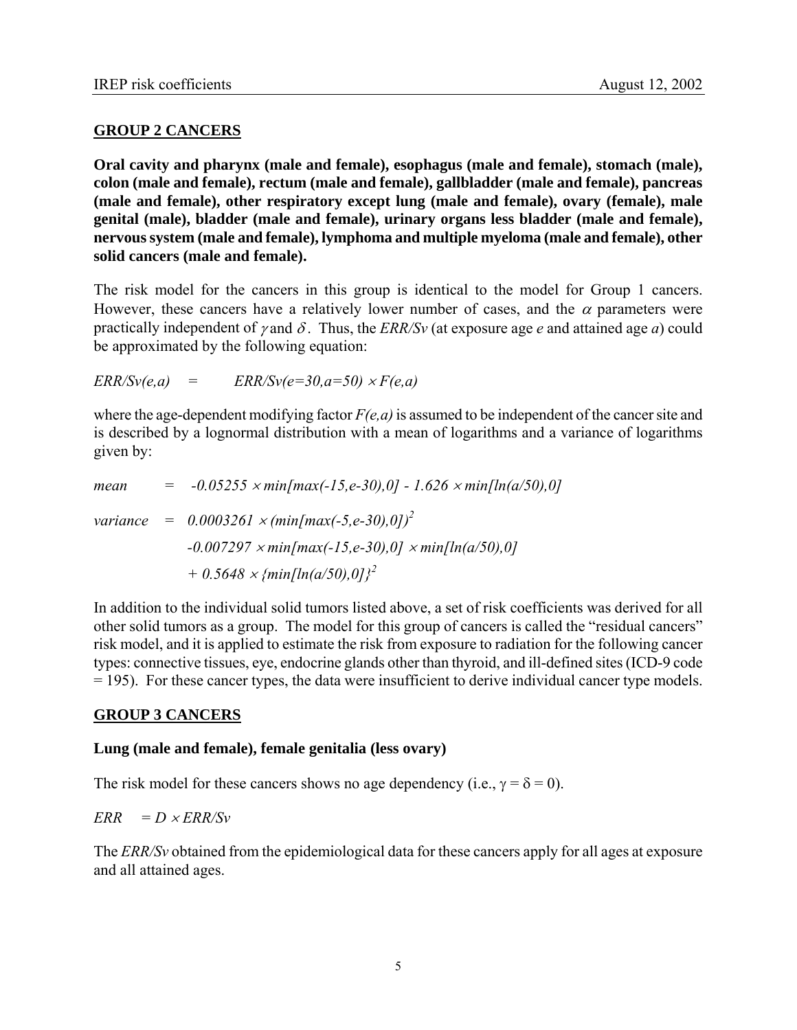## GROUP 2 CANCERS

**Oral cavity and pharynx (male and female), esophagus (male and female), stomach (male), colon (male and female), rectum (male and female), gallbladder (male and female), pancreas (male and female), other respiratory except lung (male and female), ovary (female), male genital (male), bladder (male and female), urinary organs less bladder (male and female), nervous system (male and female), lymphoma and multiple myeloma (male and female), other solid cancers (male and female).**

The risk model for the cancers in this group is identical to the model for Group 1 cancers. However, these cancers have a relatively lower number of cases, and the $\alpha$ parameters were practically independent of $\gamma$ and $\delta$. Thus, the *ERR/Sv* (at exposure age *e* and attained age *a*) could be approximated by the following equation:

$$ERR/Sv(e,a) \quad = \quad ERR/Sv(e=30, a=50) \times F(e,a)$$

where the age-dependent modifying factor *F(e,a)* is assumed to be independent of the cancer site and is described by a lognormal distribution with a mean of logarithms and a variance of logarithms given by:

$$mean \quad = \quad -0.05255 \times min[max(-15, e-30), 0] - 1.626 \times min[ln(a/50), 0]$$

$$\begin{aligned} variance \quad = \quad & 0.0003261 \times (min[max(-5, e-30), 0])^2 \\ & -0.007297 \times min[max(-15, e-30), 0] \times min[ln(a/50), 0] \\ & + 0.5648 \times \{min[ln(a/50), 0]\}^2 \end{aligned}$$

In addition to the individual solid tumors listed above, a set of risk coefficients was derived for all other solid tumors as a group. The model for this group of cancers is called the "residual cancers" risk model, and it is applied to estimate the risk from exposure to radiation for the following cancer types: connective tissues, eye, endocrine glands other than thyroid, and ill-defined sites (ICD-9 code = 195). For these cancer types, the data were insufficient to derive individual cancer type models.

## GROUP 3 CANCERS

**Lung (male and female), female genitalia (less ovary)**

The risk model for these cancers shows no age dependency (i.e., $\gamma = \delta = 0$).

$$ERR \quad = D \times ERR/Sv$$

The *ERR/Sv* obtained from the epidemiological data for these cancers apply for all ages at exposure and all attained ages.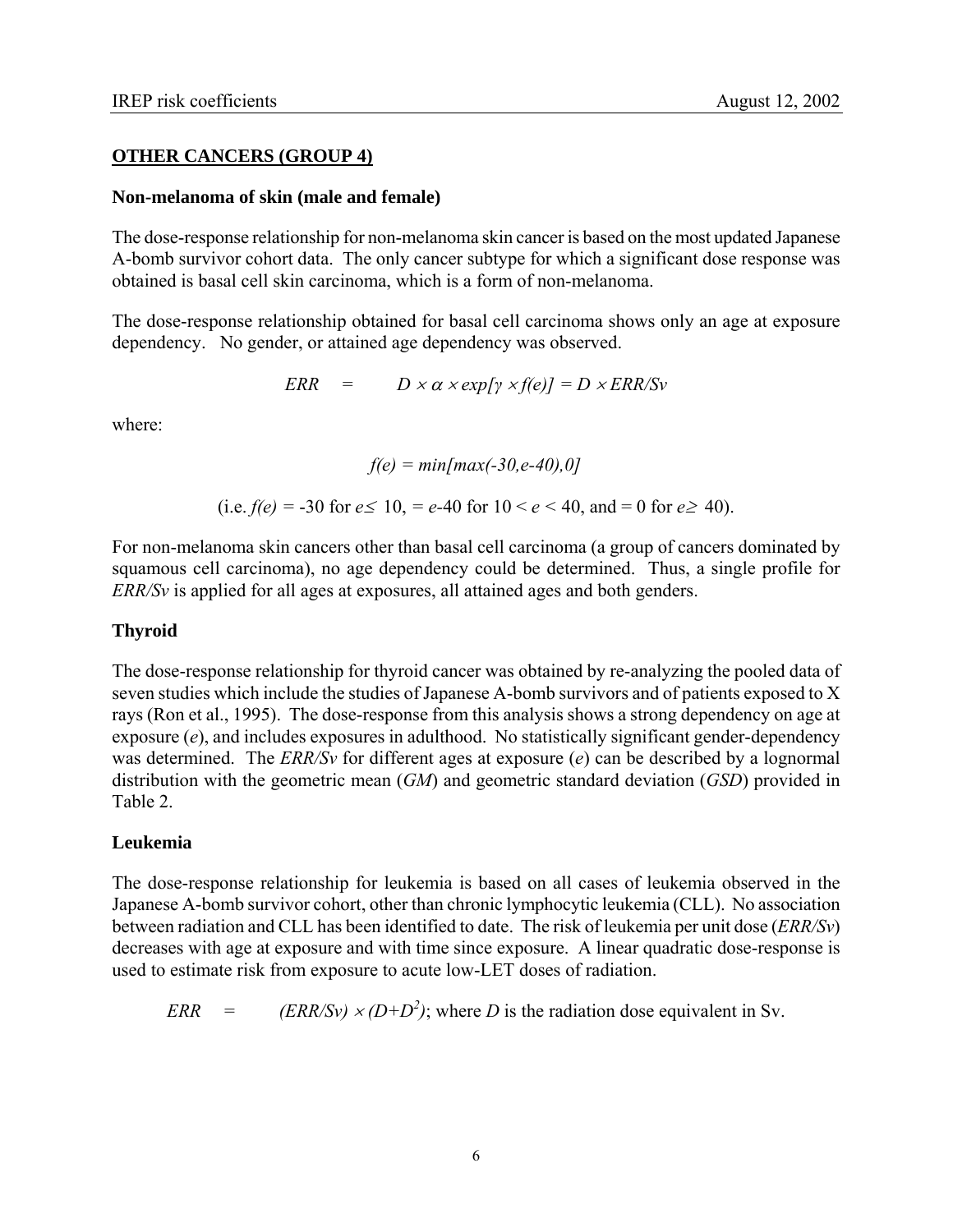## OTHER CANCERS (GROUP 4)

### Non-melanoma of skin (male and female)

The dose-response relationship for non-melanoma skin cancer is based on the most updated Japanese A-bomb survivor cohort data. The only cancer subtype for which a significant dose response was obtained is basal cell skin carcinoma, which is a form of non-melanoma.

The dose-response relationship obtained for basal cell carcinoma shows only an age at exposure dependency. No gender, or attained age dependency was observed.

$$ERR \quad = \quad D \times \alpha \times exp[\gamma \times f(e)] = D \times ERR/Sv$$

where:

$$f(e) = min[max(-30,e-40),0]$$

(i.e. $f(e)$ = -30 for $e \leq 10$, = $e$-40 for $10 < e < 40$, and = 0 for $e \geq 40$).

For non-melanoma skin cancers other than basal cell carcinoma (a group of cancers dominated by squamous cell carcinoma), no age dependency could be determined. Thus, a single profile for *ERR/Sv* is applied for all ages at exposures, all attained ages and both genders.

### Thyroid

The dose-response relationship for thyroid cancer was obtained by re-analyzing the pooled data of seven studies which include the studies of Japanese A-bomb survivors and of patients exposed to X rays (Ron et al., 1995). The dose-response from this analysis shows a strong dependency on age at exposure ($e$), and includes exposures in adulthood. No statistically significant gender-dependency was determined. The *ERR/Sv* for different ages at exposure ($e$) can be described by a lognormal distribution with the geometric mean (*GM*) and geometric standard deviation (*GSD*) provided in Table 2.

### Leukemia

The dose-response relationship for leukemia is based on all cases of leukemia observed in the Japanese A-bomb survivor cohort, other than chronic lymphocytic leukemia (CLL). No association between radiation and CLL has been identified to date. The risk of leukemia per unit dose (*ERR/Sv*) decreases with age at exposure and with time since exposure. A linear quadratic dose-response is used to estimate risk from exposure to acute low-LET doses of radiation.

$ERR \quad = \quad (ERR/Sv) \times (D+D^2)$; where $D$ is the radiation dose equivalent in Sv.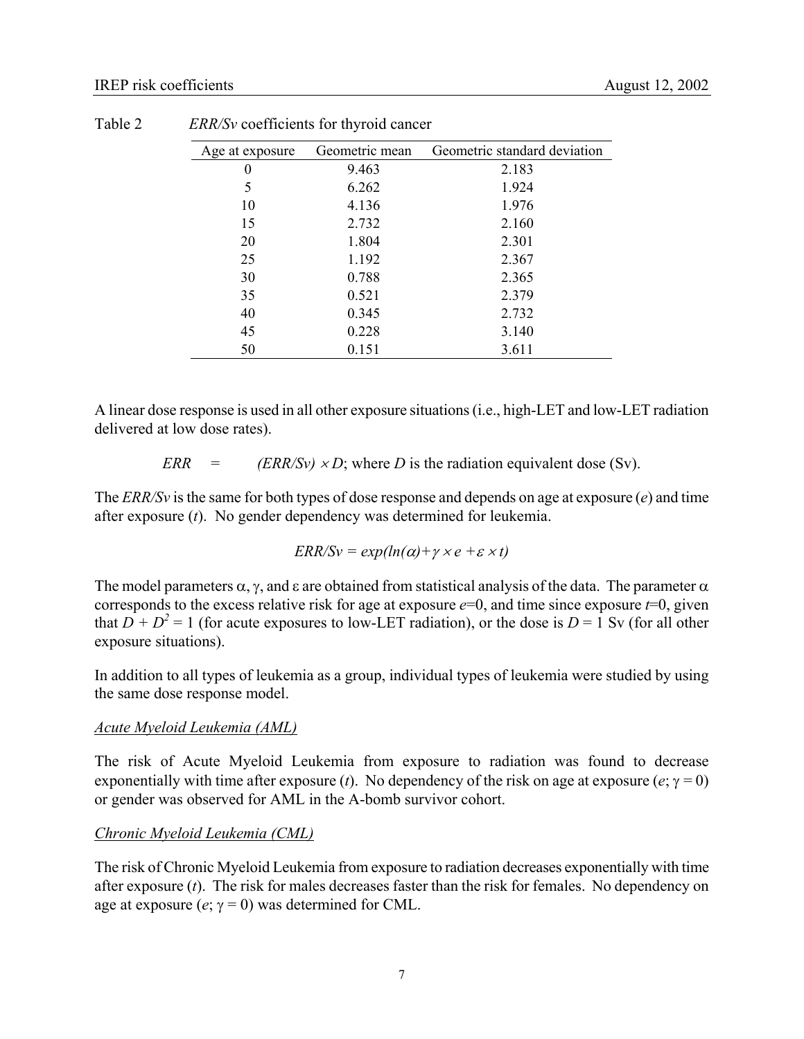Table 2 *ERR/Sv* coefficients for thyroid cancer

| Age at exposure | Geometric mean | Geometric standard deviation |
|---|---|---|
| 0 | 9.463 | 2.183 |
| 5 | 6.262 | 1.924 |
| 10 | 4.136 | 1.976 |
| 15 | 2.732 | 2.160 |
| 20 | 1.804 | 2.301 |
| 25 | 1.192 | 2.367 |
| 30 | 0.788 | 2.365 |
| 35 | 0.521 | 2.379 |
| 40 | 0.345 | 2.732 |
| 45 | 0.228 | 3.140 |
| 50 | 0.151 | 3.611 |

A linear dose response is used in all other exposure situations (i.e., high-LET and low-LET radiation delivered at low dose rates).

$$ERR = (ERR/Sv) \times D\text{; where } D \text{ is the radiation equivalent dose (Sv).}$$

The *ERR/Sv* is the same for both types of dose response and depends on age at exposure ($e$) and time after exposure ($t$). No gender dependency was determined for leukemia.

$$ERR/Sv = exp(ln(\alpha) + \gamma \times e + \varepsilon \times t)$$

The model parameters $\alpha$, $\gamma$, and $\varepsilon$ are obtained from statistical analysis of the data. The parameter $\alpha$ corresponds to the excess relative risk for age at exposure $e$=0, and time since exposure $t$=0, given that $D + D^2 = 1$ (for acute exposures to low-LET radiation), or the dose is $D = 1$ Sv (for all other exposure situations).

In addition to all types of leukemia as a group, individual types of leukemia were studied by using the same dose response model.

*Acute Myeloid Leukemia (AML)*

The risk of Acute Myeloid Leukemia from exposure to radiation was found to decrease exponentially with time after exposure ($t$). No dependency of the risk on age at exposure ($e$; $\gamma = 0$) or gender was observed for AML in the A-bomb survivor cohort.

*Chronic Myeloid Leukemia (CML)*

The risk of Chronic Myeloid Leukemia from exposure to radiation decreases exponentially with time after exposure ($t$). The risk for males decreases faster than the risk for females. No dependency on age at exposure ($e$; $\gamma = 0$) was determined for CML.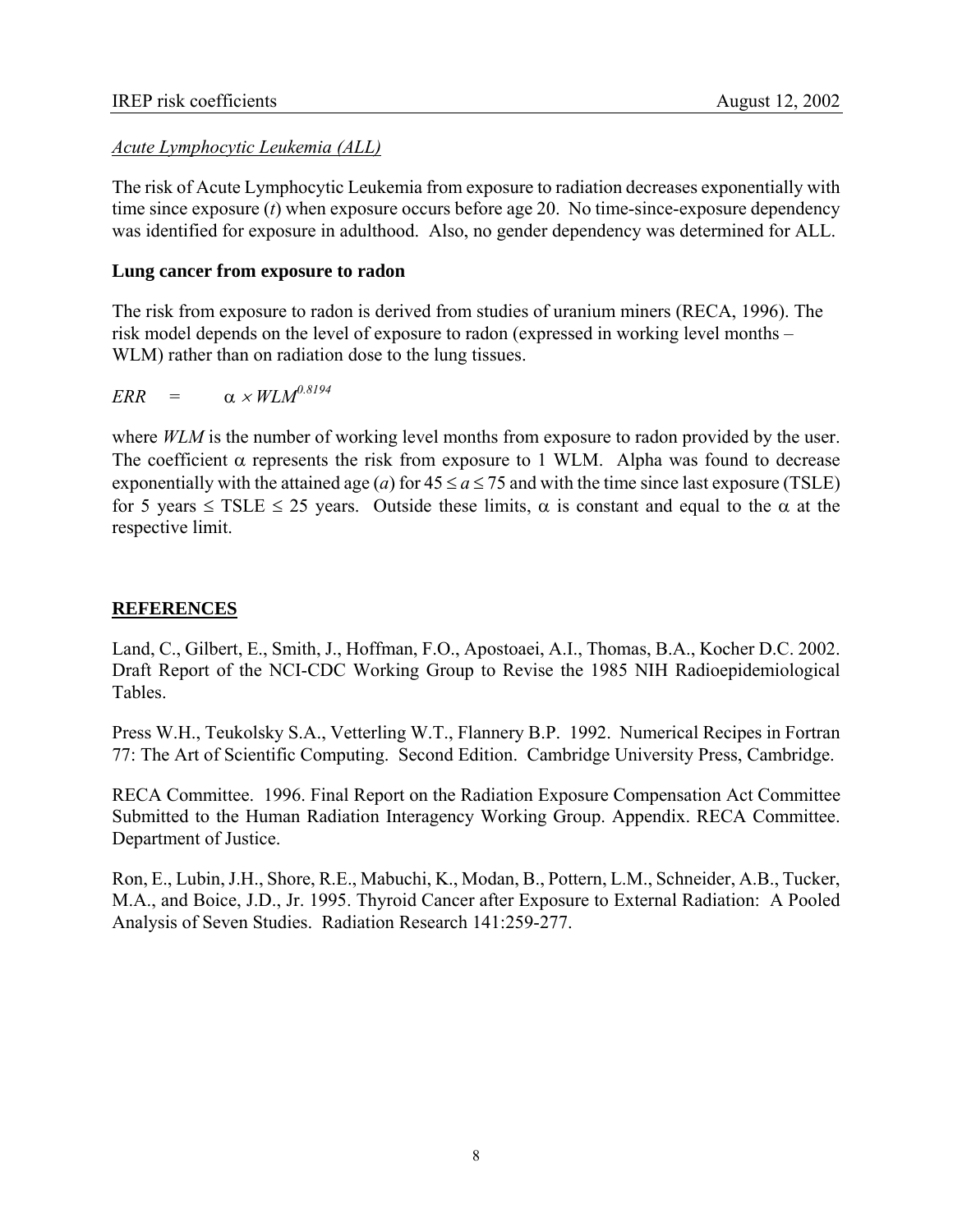*Acute Lymphocytic Leukemia (ALL)*

The risk of Acute Lymphocytic Leukemia from exposure to radiation decreases exponentially with time since exposure ($t$) when exposure occurs before age 20. No time-since-exposure dependency was identified for exposure in adulthood. Also, no gender dependency was determined for ALL.

**Lung cancer from exposure to radon**

The risk from exposure to radon is derived from studies of uranium miners (RECA, 1996). The risk model depends on the level of exposure to radon (expressed in working level months – WLM) rather than on radiation dose to the lung tissues.

$$ERR = \alpha \times WLM^{0.8194}$$

where $WLM$ is the number of working level months from exposure to radon provided by the user. The coefficient $\alpha$ represents the risk from exposure to 1 WLM. Alpha was found to decrease exponentially with the attained age ($a$) for $45 \leq a \leq 75$ and with the time since last exposure (TSLE) for 5 years $\leq$ TSLE $\leq$ 25 years. Outside these limits, $\alpha$ is constant and equal to the $\alpha$ at the respective limit.

## REFERENCES

Land, C., Gilbert, E., Smith, J., Hoffman, F.O., Apostoaei, A.I., Thomas, B.A., Kocher D.C. 2002. Draft Report of the NCI-CDC Working Group to Revise the 1985 NIH Radioepidemiological Tables.

Press W.H., Teukolsky S.A., Vetterling W.T., Flannery B.P. 1992. Numerical Recipes in Fortran 77: The Art of Scientific Computing. Second Edition. Cambridge University Press, Cambridge.

RECA Committee. 1996. Final Report on the Radiation Exposure Compensation Act Committee Submitted to the Human Radiation Interagency Working Group. Appendix. RECA Committee. Department of Justice.

Ron, E., Lubin, J.H., Shore, R.E., Mabuchi, K., Modan, B., Pottern, L.M., Schneider, A.B., Tucker, M.A., and Boice, J.D., Jr. 1995. Thyroid Cancer after Exposure to External Radiation: A Pooled Analysis of Seven Studies. Radiation Research 141:259-277.